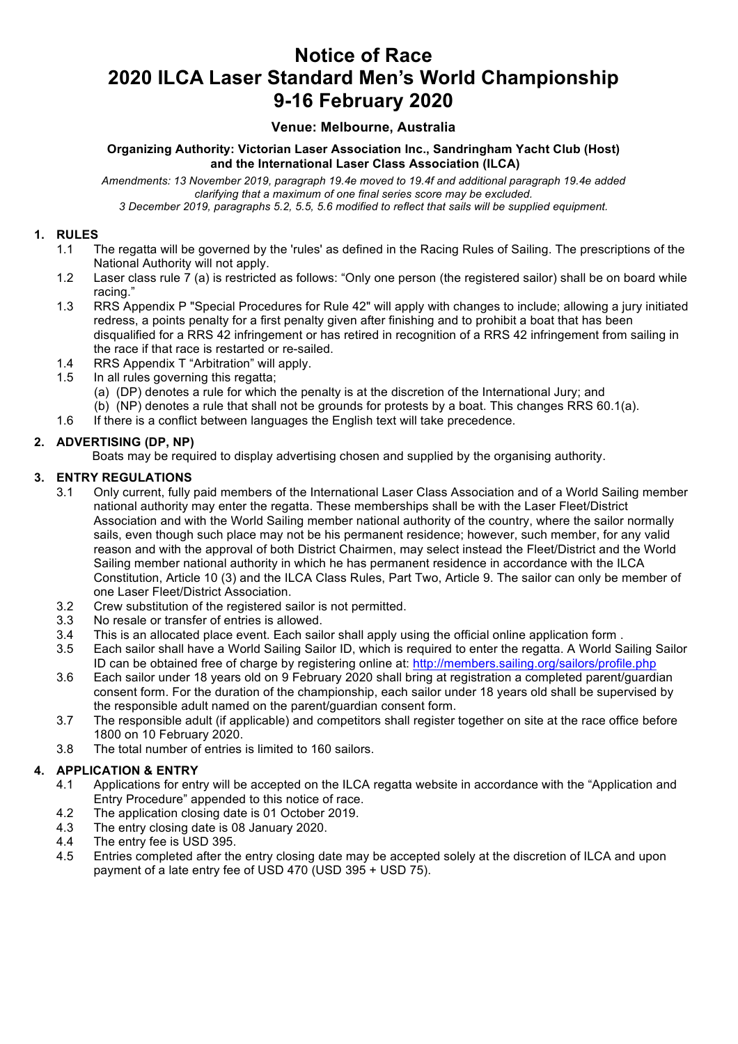# Notice of Race
# 2020 ILCA Laser Standard Men's World Championship
# 9-16 February 2020

**Venue: Melbourne, Australia**

**Organizing Authority: Victorian Laser Association Inc., Sandringham Yacht Club (Host) and the International Laser Class Association (ILCA)**

*Amendments: 13 November 2019, paragraph 19.4e moved to 19.4f and additional paragraph 19.4e added clarifying that a maximum of one final series score may be excluded.*
*3 December 2019, paragraphs 5.2, 5.5, 5.6 modified to reflect that sails will be supplied equipment.*

## 1. RULES

1.1 The regatta will be governed by the 'rules' as defined in the Racing Rules of Sailing. The prescriptions of the National Authority will not apply.

1.2 Laser class rule 7 (a) is restricted as follows: "Only one person (the registered sailor) shall be on board while racing."

1.3 RRS Appendix P "Special Procedures for Rule 42" will apply with changes to include; allowing a jury initiated redress, a points penalty for a first penalty given after finishing and to prohibit a boat that has been disqualified for a RRS 42 infringement or has retired in recognition of a RRS 42 infringement from sailing in the race if that race is restarted or re-sailed.

1.4 RRS Appendix T "Arbitration" will apply.

1.5 In all rules governing this regatta;
  (a) (DP) denotes a rule for which the penalty is at the discretion of the International Jury; and
  (b) (NP) denotes a rule that shall not be grounds for protests by a boat. This changes RRS 60.1(a).

1.6 If there is a conflict between languages the English text will take precedence.

## 2. ADVERTISING (DP, NP)

Boats may be required to display advertising chosen and supplied by the organising authority.

## 3. ENTRY REGULATIONS

3.1 Only current, fully paid members of the International Laser Class Association and of a World Sailing member national authority may enter the regatta. These memberships shall be with the Laser Fleet/District Association and with the World Sailing member national authority of the country, where the sailor normally sails, even though such place may not be his permanent residence; however, such member, for any valid reason and with the approval of both District Chairmen, may select instead the Fleet/District and the World Sailing member national authority in which he has permanent residence in accordance with the ILCA Constitution, Article 10 (3) and the ILCA Class Rules, Part Two, Article 9. The sailor can only be member of one Laser Fleet/District Association.

3.2 Crew substitution of the registered sailor is not permitted.

3.3 No resale or transfer of entries is allowed.

3.4 This is an allocated place event. Each sailor shall apply using the official online application form .

3.5 Each sailor shall have a World Sailing Sailor ID, which is required to enter the regatta. A World Sailing Sailor ID can be obtained free of charge by registering online at: [http://members.sailing.org/sailors/profile.php](http://members.sailing.org/sailors/profile.php)

3.6 Each sailor under 18 years old on 9 February 2020 shall bring at registration a completed parent/guardian consent form. For the duration of the championship, each sailor under 18 years old shall be supervised by the responsible adult named on the parent/guardian consent form.

3.7 The responsible adult (if applicable) and competitors shall register together on site at the race office before 1800 on 10 February 2020.

3.8 The total number of entries is limited to 160 sailors.

## 4. APPLICATION & ENTRY

4.1 Applications for entry will be accepted on the ILCA regatta website in accordance with the "Application and Entry Procedure" appended to this notice of race.

4.2 The application closing date is 01 October 2019.

4.3 The entry closing date is 08 January 2020.

4.4 The entry fee is USD 395.

4.5 Entries completed after the entry closing date may be accepted solely at the discretion of ILCA and upon payment of a late entry fee of USD 470 (USD 395 + USD 75).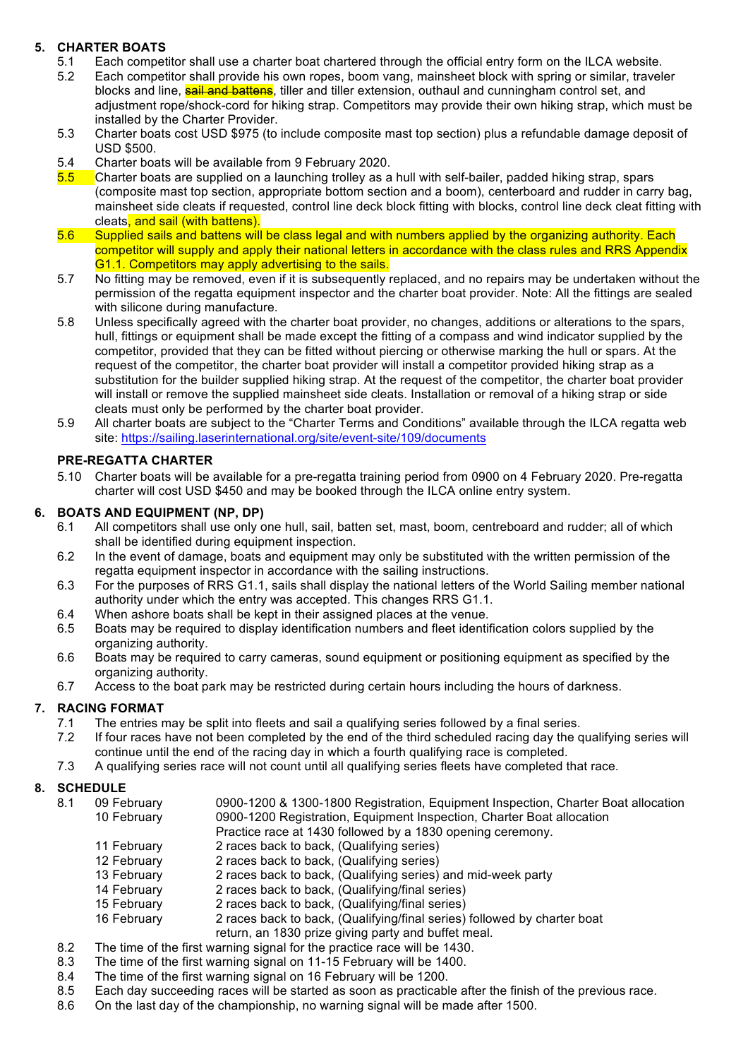## 5. CHARTER BOATS

5.1 Each competitor shall use a charter boat chartered through the official entry form on the ILCA website.

5.2 Each competitor shall provide his own ropes, boom vang, mainsheet block with spring or similar, traveler blocks and line, ~~sail and battens~~, tiller and tiller extension, outhaul and cunningham control set, and adjustment rope/shock-cord for hiking strap. Competitors may provide their own hiking strap, which must be installed by the Charter Provider.

5.3 Charter boats cost USD $975 (to include composite mast top section) plus a refundable damage deposit of USD $500.

5.4 Charter boats will be available from 9 February 2020.

5.5 Charter boats are supplied on a launching trolley as a hull with self-bailer, padded hiking strap, spars (composite mast top section, appropriate bottom section and a boom), centerboard and rudder in carry bag, mainsheet side cleats if requested, control line deck block fitting with blocks, control line deck cleat fitting with cleats, and sail (with battens).

5.6 Supplied sails and battens will be class legal and with numbers applied by the organizing authority. Each competitor will supply and apply their national letters in accordance with the class rules and RRS Appendix G1.1. Competitors may apply advertising to the sails.

5.7 No fitting may be removed, even if it is subsequently replaced, and no repairs may be undertaken without the permission of the regatta equipment inspector and the charter boat provider. Note: All the fittings are sealed with silicone during manufacture.

5.8 Unless specifically agreed with the charter boat provider, no changes, additions or alterations to the spars, hull, fittings or equipment shall be made except the fitting of a compass and wind indicator supplied by the competitor, provided that they can be fitted without piercing or otherwise marking the hull or spars. At the request of the competitor, the charter boat provider will install a competitor provided hiking strap as a substitution for the builder supplied hiking strap. At the request of the competitor, the charter boat provider will install or remove the supplied mainsheet side cleats. Installation or removal of a hiking strap or side cleats must only be performed by the charter boat provider.

5.9 All charter boats are subject to the "Charter Terms and Conditions" available through the ILCA regatta web site: https://sailing.laserinternational.org/site/event-site/109/documents

### PRE-REGATTA CHARTER

5.10 Charter boats will be available for a pre-regatta training period from 0900 on 4 February 2020. Pre-regatta charter will cost USD $450 and may be booked through the ILCA online entry system.

## 6. BOATS AND EQUIPMENT (NP, DP)

6.1 All competitors shall use only one hull, sail, batten set, mast, boom, centreboard and rudder; all of which shall be identified during equipment inspection.

6.2 In the event of damage, boats and equipment may only be substituted with the written permission of the regatta equipment inspector in accordance with the sailing instructions.

6.3 For the purposes of RRS G1.1, sails shall display the national letters of the World Sailing member national authority under which the entry was accepted. This changes RRS G1.1.

6.4 When ashore boats shall be kept in their assigned places at the venue.

6.5 Boats may be required to display identification numbers and fleet identification colors supplied by the organizing authority.

6.6 Boats may be required to carry cameras, sound equipment or positioning equipment as specified by the organizing authority.

6.7 Access to the boat park may be restricted during certain hours including the hours of darkness.

## 7. RACING FORMAT

7.1 The entries may be split into fleets and sail a qualifying series followed by a final series.

7.2 If four races have not been completed by the end of the third scheduled racing day the qualifying series will continue until the end of the racing day in which a fourth qualifying race is completed.

7.3 A qualifying series race will not count until all qualifying series fleets have completed that race.

## 8. SCHEDULE

8.1

| | |
|---|---|
| 09 February | 0900-1200 & 1300-1800 Registration, Equipment Inspection, Charter Boat allocation |
| 10 February | 0900-1200 Registration, Equipment Inspection, Charter Boat allocation<br>Practice race at 1430 followed by a 1830 opening ceremony. |
| 11 February | 2 races back to back, (Qualifying series) |
| 12 February | 2 races back to back, (Qualifying series) |
| 13 February | 2 races back to back, (Qualifying series) and mid-week party |
| 14 February | 2 races back to back, (Qualifying/final series) |
| 15 February | 2 races back to back, (Qualifying/final series) |
| 16 February | 2 races back to back, (Qualifying/final series) followed by charter boat return, an 1830 prize giving party and buffet meal. |

8.2 The time of the first warning signal for the practice race will be 1430.

8.3 The time of the first warning signal on 11-15 February will be 1400.

8.4 The time of the first warning signal on 16 February will be 1200.

8.5 Each day succeeding races will be started as soon as practicable after the finish of the previous race.

8.6 On the last day of the championship, no warning signal will be made after 1500.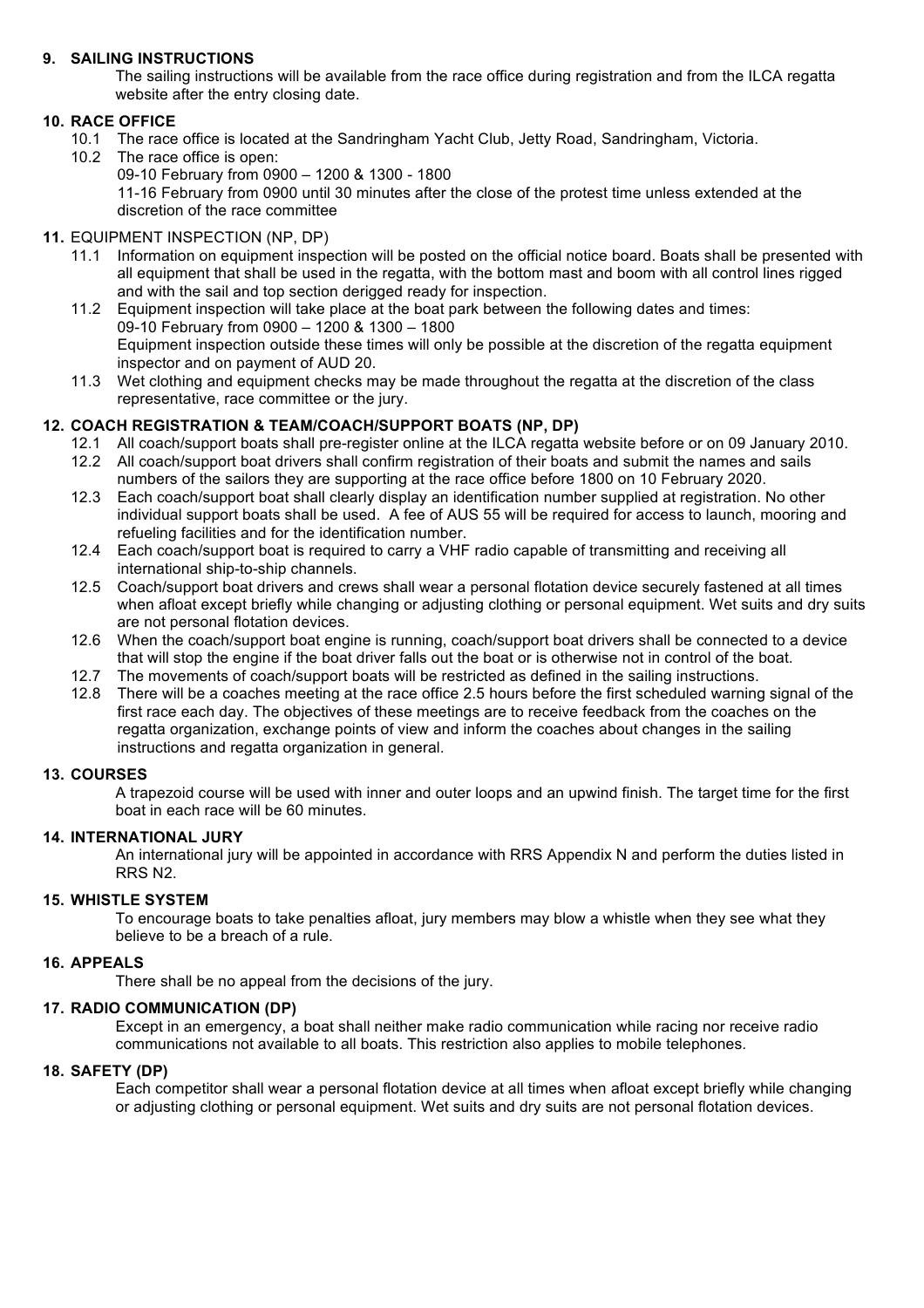## 9. SAILING INSTRUCTIONS

The sailing instructions will be available from the race office during registration and from the ILCA regatta website after the entry closing date.

## 10. RACE OFFICE

10.1 The race office is located at the Sandringham Yacht Club, Jetty Road, Sandringham, Victoria.

10.2 The race office is open:
09-10 February from 0900 – 1200 & 1300 - 1800
11-16 February from 0900 until 30 minutes after the close of the protest time unless extended at the discretion of the race committee

## 11. EQUIPMENT INSPECTION (NP, DP)

11.1 Information on equipment inspection will be posted on the official notice board. Boats shall be presented with all equipment that shall be used in the regatta, with the bottom mast and boom with all control lines rigged and with the sail and top section derigged ready for inspection.

11.2 Equipment inspection will take place at the boat park between the following dates and times:
09-10 February from 0900 – 1200 & 1300 – 1800
Equipment inspection outside these times will only be possible at the discretion of the regatta equipment inspector and on payment of AUD 20.

11.3 Wet clothing and equipment checks may be made throughout the regatta at the discretion of the class representative, race committee or the jury.

## 12. COACH REGISTRATION & TEAM/COACH/SUPPORT BOATS (NP, DP)

12.1 All coach/support boats shall pre-register online at the ILCA regatta website before or on 09 January 2010.

12.2 All coach/support boat drivers shall confirm registration of their boats and submit the names and sails numbers of the sailors they are supporting at the race office before 1800 on 10 February 2020.

12.3 Each coach/support boat shall clearly display an identification number supplied at registration. No other individual support boats shall be used. A fee of AUS 55 will be required for access to launch, mooring and refueling facilities and for the identification number.

12.4 Each coach/support boat is required to carry a VHF radio capable of transmitting and receiving all international ship-to-ship channels.

12.5 Coach/support boat drivers and crews shall wear a personal flotation device securely fastened at all times when afloat except briefly while changing or adjusting clothing or personal equipment. Wet suits and dry suits are not personal flotation devices.

12.6 When the coach/support boat engine is running, coach/support boat drivers shall be connected to a device that will stop the engine if the boat driver falls out the boat or is otherwise not in control of the boat.

12.7 The movements of coach/support boats will be restricted as defined in the sailing instructions.

12.8 There will be a coaches meeting at the race office 2.5 hours before the first scheduled warning signal of the first race each day. The objectives of these meetings are to receive feedback from the coaches on the regatta organization, exchange points of view and inform the coaches about changes in the sailing instructions and regatta organization in general.

## 13. COURSES

A trapezoid course will be used with inner and outer loops and an upwind finish. The target time for the first boat in each race will be 60 minutes.

## 14. INTERNATIONAL JURY

An international jury will be appointed in accordance with RRS Appendix N and perform the duties listed in RRS N2.

## 15. WHISTLE SYSTEM

To encourage boats to take penalties afloat, jury members may blow a whistle when they see what they believe to be a breach of a rule.

## 16. APPEALS

There shall be no appeal from the decisions of the jury.

## 17. RADIO COMMUNICATION (DP)

Except in an emergency, a boat shall neither make radio communication while racing nor receive radio communications not available to all boats. This restriction also applies to mobile telephones.

## 18. SAFETY (DP)

Each competitor shall wear a personal flotation device at all times when afloat except briefly while changing or adjusting clothing or personal equipment. Wet suits and dry suits are not personal flotation devices.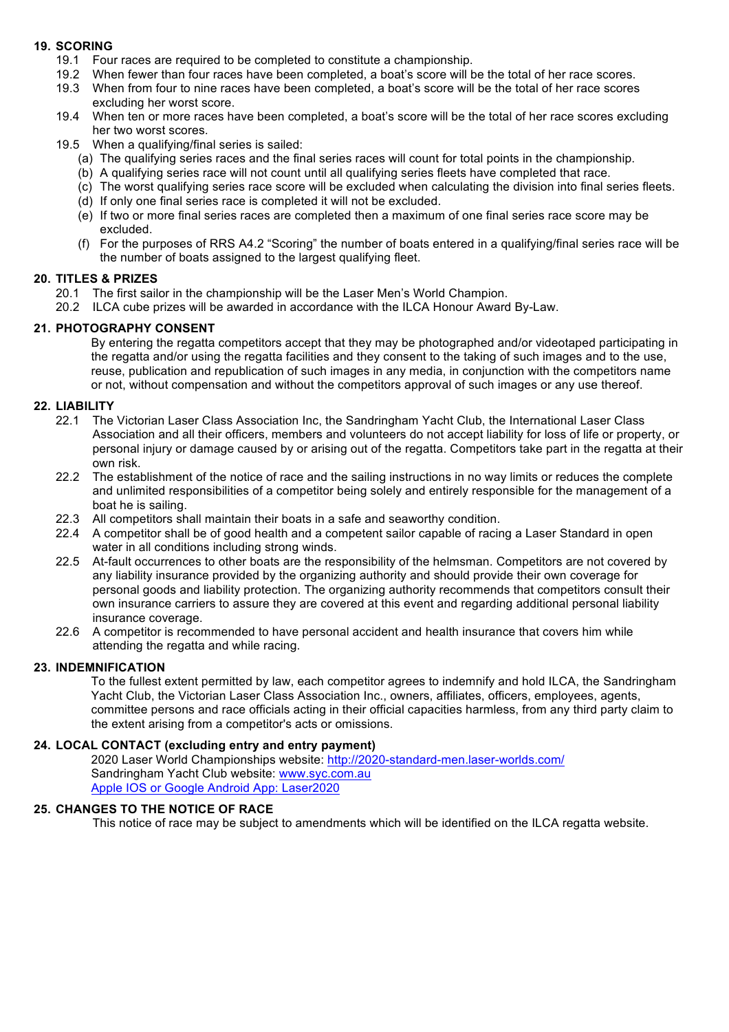## 19. SCORING

19.1 Four races are required to be completed to constitute a championship.

19.2 When fewer than four races have been completed, a boat's score will be the total of her race scores.

19.3 When from four to nine races have been completed, a boat's score will be the total of her race scores excluding her worst score.

19.4 When ten or more races have been completed, a boat's score will be the total of her race scores excluding her two worst scores.

19.5 When a qualifying/final series is sailed:

- (a) The qualifying series races and the final series races will count for total points in the championship.
- (b) A qualifying series race will not count until all qualifying series fleets have completed that race.
- (c) The worst qualifying series race score will be excluded when calculating the division into final series fleets.
- (d) If only one final series race is completed it will not be excluded.
- (e) If two or more final series races are completed then a maximum of one final series race score may be excluded.
- (f) For the purposes of RRS A4.2 "Scoring" the number of boats entered in a qualifying/final series race will be the number of boats assigned to the largest qualifying fleet.

## 20. TITLES & PRIZES

20.1 The first sailor in the championship will be the Laser Men's World Champion.

20.2 ILCA cube prizes will be awarded in accordance with the ILCA Honour Award By-Law.

## 21. PHOTOGRAPHY CONSENT

By entering the regatta competitors accept that they may be photographed and/or videotaped participating in the regatta and/or using the regatta facilities and they consent to the taking of such images and to the use, reuse, publication and republication of such images in any media, in conjunction with the competitors name or not, without compensation and without the competitors approval of such images or any use thereof.

## 22. LIABILITY

22.1 The Victorian Laser Class Association Inc, the Sandringham Yacht Club, the International Laser Class Association and all their officers, members and volunteers do not accept liability for loss of life or property, or personal injury or damage caused by or arising out of the regatta. Competitors take part in the regatta at their own risk.

22.2 The establishment of the notice of race and the sailing instructions in no way limits or reduces the complete and unlimited responsibilities of a competitor being solely and entirely responsible for the management of a boat he is sailing.

22.3 All competitors shall maintain their boats in a safe and seaworthy condition.

22.4 A competitor shall be of good health and a competent sailor capable of racing a Laser Standard in open water in all conditions including strong winds.

22.5 At-fault occurrences to other boats are the responsibility of the helmsman. Competitors are not covered by any liability insurance provided by the organizing authority and should provide their own coverage for personal goods and liability protection. The organizing authority recommends that competitors consult their own insurance carriers to assure they are covered at this event and regarding additional personal liability insurance coverage.

22.6 A competitor is recommended to have personal accident and health insurance that covers him while attending the regatta and while racing.

## 23. INDEMNIFICATION

To the fullest extent permitted by law, each competitor agrees to indemnify and hold ILCA, the Sandringham Yacht Club, the Victorian Laser Class Association Inc., owners, affiliates, officers, employees, agents, committee persons and race officials acting in their official capacities harmless, from any third party claim to the extent arising from a competitor's acts or omissions.

## 24. LOCAL CONTACT (excluding entry and entry payment)

2020 Laser World Championships website: [http://2020-standard-men.laser-worlds.com/](http://2020-standard-men.laser-worlds.com/)
Sandringham Yacht Club website: [www.syc.com.au](http://www.syc.com.au)
Apple IOS or Google Android App: Laser2020

## 25. CHANGES TO THE NOTICE OF RACE

This notice of race may be subject to amendments which will be identified on the ILCA regatta website.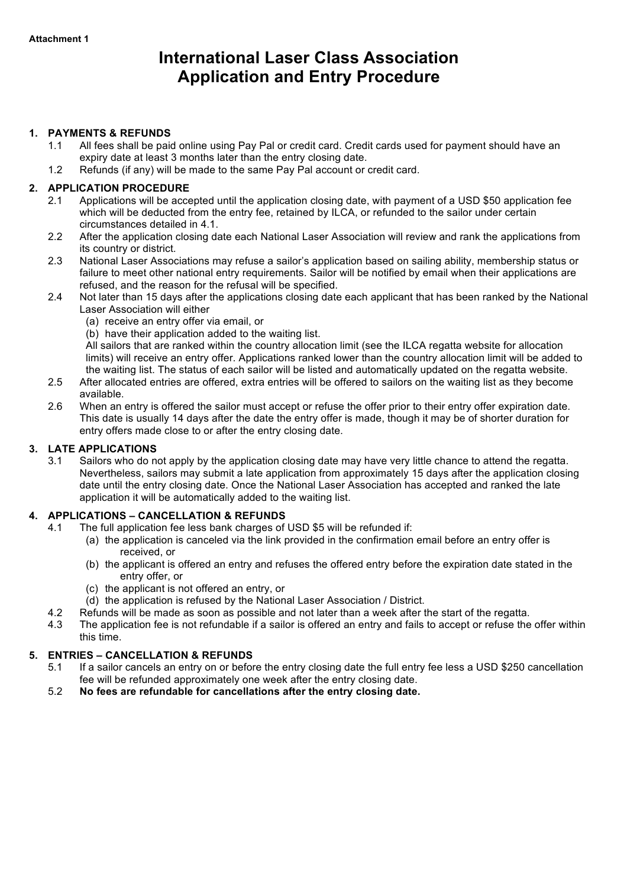**Attachment 1**

# International Laser Class Association
# Application and Entry Procedure

## 1. PAYMENTS & REFUNDS

1.1 All fees shall be paid online using Pay Pal or credit card. Credit cards used for payment should have an expiry date at least 3 months later than the entry closing date.

1.2 Refunds (if any) will be made to the same Pay Pal account or credit card.

## 2. APPLICATION PROCEDURE

2.1 Applications will be accepted until the application closing date, with payment of a USD $50 application fee which will be deducted from the entry fee, retained by ILCA, or refunded to the sailor under certain circumstances detailed in 4.1.

2.2 After the application closing date each National Laser Association will review and rank the applications from its country or district.

2.3 National Laser Associations may refuse a sailor's application based on sailing ability, membership status or failure to meet other national entry requirements. Sailor will be notified by email when their applications are refused, and the reason for the refusal will be specified.

2.4 Not later than 15 days after the applications closing date each applicant that has been ranked by the National Laser Association will either

(a) receive an entry offer via email, or

(b) have their application added to the waiting list.

All sailors that are ranked within the country allocation limit (see the ILCA regatta website for allocation limits) will receive an entry offer. Applications ranked lower than the country allocation limit will be added to the waiting list. The status of each sailor will be listed and automatically updated on the regatta website.

2.5 After allocated entries are offered, extra entries will be offered to sailors on the waiting list as they become available.

2.6 When an entry is offered the sailor must accept or refuse the offer prior to their entry offer expiration date. This date is usually 14 days after the date the entry offer is made, though it may be of shorter duration for entry offers made close to or after the entry closing date.

## 3. LATE APPLICATIONS

3.1 Sailors who do not apply by the application closing date may have very little chance to attend the regatta. Nevertheless, sailors may submit a late application from approximately 15 days after the application closing date until the entry closing date. Once the National Laser Association has accepted and ranked the late application it will be automatically added to the waiting list.

## 4. APPLICATIONS – CANCELLATION & REFUNDS

4.1 The full application fee less bank charges of USD $5 will be refunded if:

(a) the application is canceled via the link provided in the confirmation email before an entry offer is received, or

(b) the applicant is offered an entry and refuses the offered entry before the expiration date stated in the entry offer, or

(c) the applicant is not offered an entry, or

(d) the application is refused by the National Laser Association / District.

4.2 Refunds will be made as soon as possible and not later than a week after the start of the regatta.

4.3 The application fee is not refundable if a sailor is offered an entry and fails to accept or refuse the offer within this time.

## 5. ENTRIES – CANCELLATION & REFUNDS

5.1 If a sailor cancels an entry on or before the entry closing date the full entry fee less a USD $250 cancellation fee will be refunded approximately one week after the entry closing date.

5.2 **No fees are refundable for cancellations after the entry closing date.**